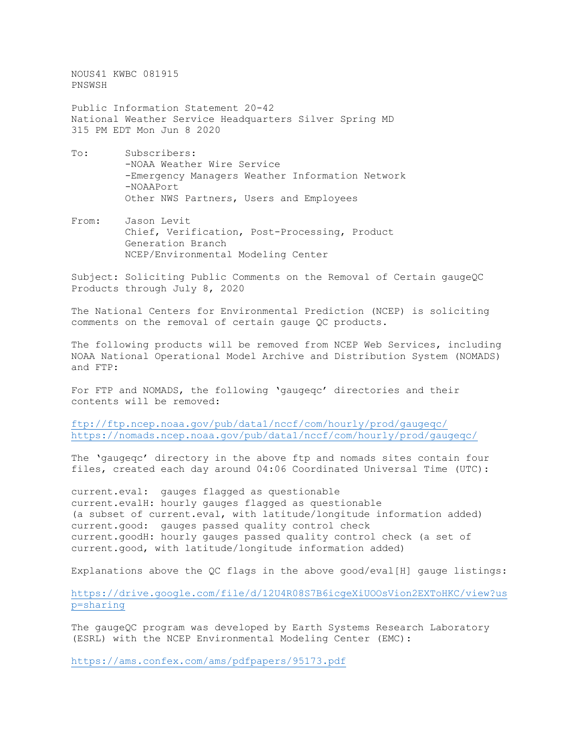NOUS41 KWBC 081915
PNSWSH

Public Information Statement 20-42
National Weather Service Headquarters Silver Spring MD
315 PM EDT Mon Jun 8 2020

To: Subscribers:
-NOAA Weather Wire Service
-Emergency Managers Weather Information Network
-NOAAPort
Other NWS Partners, Users and Employees

From: Jason Levit
Chief, Verification, Post-Processing, Product
Generation Branch
NCEP/Environmental Modeling Center

Subject: Soliciting Public Comments on the Removal of Certain gaugeQC Products through July 8, 2020

The National Centers for Environmental Prediction (NCEP) is soliciting comments on the removal of certain gauge QC products.

The following products will be removed from NCEP Web Services, including NOAA National Operational Model Archive and Distribution System (NOMADS) and FTP:

For FTP and NOMADS, the following 'gaugeqc' directories and their contents will be removed:

ftp://ftp.ncep.noaa.gov/pub/data1/nccf/com/hourly/prod/gaugeqc/
https://nomads.ncep.noaa.gov/pub/data1/nccf/com/hourly/prod/gaugeqc/

The 'gaugeqc' directory in the above ftp and nomads sites contain four files, created each day around 04:06 Coordinated Universal Time (UTC):

current.eval: gauges flagged as questionable
current.evalH: hourly gauges flagged as questionable
(a subset of current.eval, with latitude/longitude information added)
current.good: gauges passed quality control check
current.goodH: hourly gauges passed quality control check (a set of current.good, with latitude/longitude information added)

Explanations above the QC flags in the above good/eval[H] gauge listings:

https://drive.google.com/file/d/12U4R08S7B6icgeXiUOOsVion2EXToHKC/view?usp=sharing

The gaugeQC program was developed by Earth Systems Research Laboratory (ESRL) with the NCEP Environmental Modeling Center (EMC):

https://ams.confex.com/ams/pdfpapers/95173.pdf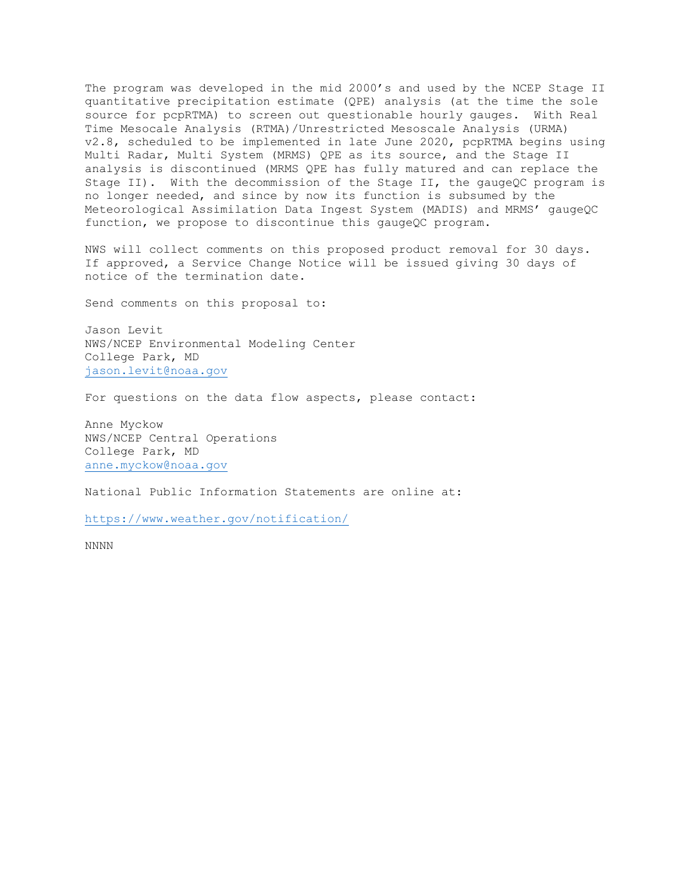The program was developed in the mid 2000's and used by the NCEP Stage II quantitative precipitation estimate (QPE) analysis (at the time the sole source for pcpRTMA) to screen out questionable hourly gauges. With Real Time Mesocale Analysis (RTMA)/Unrestricted Mesoscale Analysis (URMA) v2.8, scheduled to be implemented in late June 2020, pcpRTMA begins using Multi Radar, Multi System (MRMS) QPE as its source, and the Stage II analysis is discontinued (MRMS QPE has fully matured and can replace the Stage II). With the decommission of the Stage II, the gaugeQC program is no longer needed, and since by now its function is subsumed by the Meteorological Assimilation Data Ingest System (MADIS) and MRMS' gaugeQC function, we propose to discontinue this gaugeQC program.

NWS will collect comments on this proposed product removal for 30 days. If approved, a Service Change Notice will be issued giving 30 days of notice of the termination date.

Send comments on this proposal to:

Jason Levit  
NWS/NCEP Environmental Modeling Center  
College Park, MD  
jason.levit@noaa.gov

For questions on the data flow aspects, please contact:

Anne Myckow  
NWS/NCEP Central Operations  
College Park, MD  
anne.myckow@noaa.gov

National Public Information Statements are online at:

https://www.weather.gov/notification/

NNNN